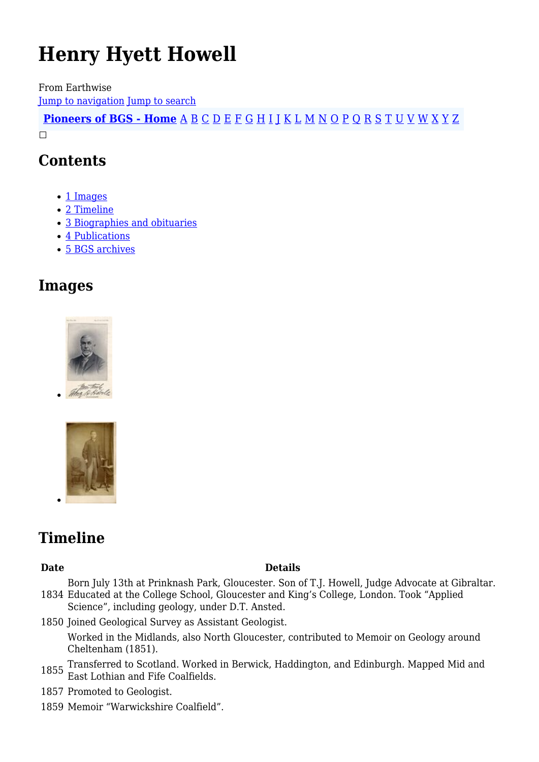# Henry Hyett Howell

From Earthwise

Jump to navigation Jump to search

**Pioneers of BGS - Home** A B C D E F G H I J K L M N O P Q R S T U V W X Y Z

## Contents

- 1 Images
- 2 Timeline
- 3 Biographies and obituaries
- 4 Publications
- 5 BGS archives

## Images

## Timeline

| Date | Details |
| --- | --- |
| 1834 | Born July 13th at Prinknash Park, Gloucester. Son of T.J. Howell, Judge Advocate at Gibraltar. Educated at the College School, Gloucester and King's College, London. Took "Applied Science", including geology, under D.T. Ansted. |
| 1850 | Joined Geological Survey as Assistant Geologist. |
| | Worked in the Midlands, also North Gloucester, contributed to Memoir on Geology around Cheltenham (1851). |
| 1855 | Transferred to Scotland. Worked in Berwick, Haddington, and Edinburgh. Mapped Mid and East Lothian and Fife Coalfields. |
| 1857 | Promoted to Geologist. |
| 1859 | Memoir "Warwickshire Coalfield". |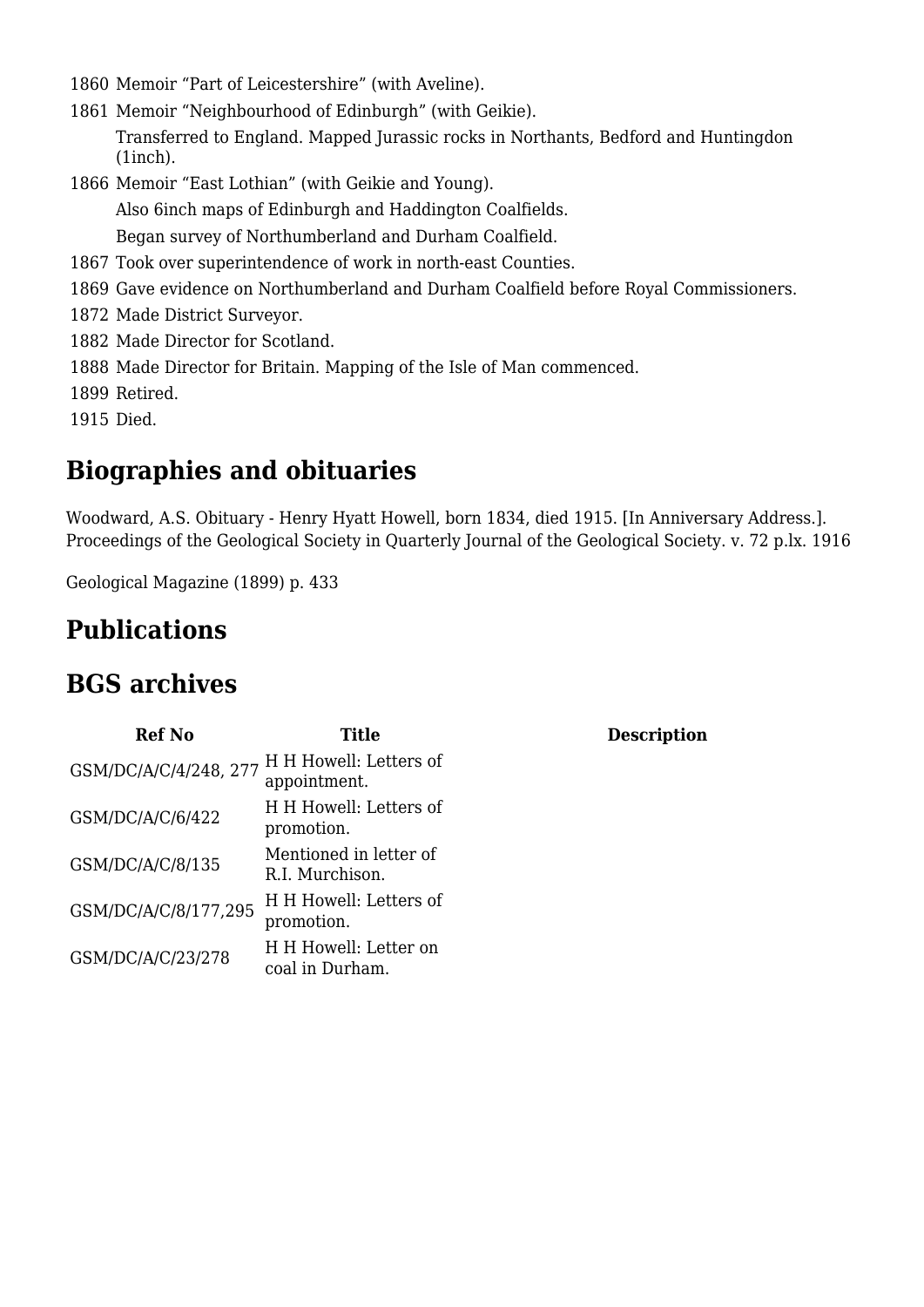1860 Memoir “Part of Leicestershire” (with Aveline).

1861 Memoir “Neighbourhood of Edinburgh” (with Geikie).

Transferred to England. Mapped Jurassic rocks in Northants, Bedford and Huntingdon (1inch).

1866 Memoir “East Lothian” (with Geikie and Young).

Also 6inch maps of Edinburgh and Haddington Coalfields.

Began survey of Northumberland and Durham Coalfield.

1867 Took over superintendence of work in north-east Counties.

1869 Gave evidence on Northumberland and Durham Coalfield before Royal Commissioners.

1872 Made District Surveyor.

1882 Made Director for Scotland.

1888 Made Director for Britain. Mapping of the Isle of Man commenced.

1899 Retired.

1915 Died.

## Biographies and obituaries

Woodward, A.S. Obituary - Henry Hyatt Howell, born 1834, died 1915. [In Anniversary Address.]. Proceedings of the Geological Society in Quarterly Journal of the Geological Society. v. 72 p.lx. 1916

Geological Magazine (1899) p. 433

## Publications

## BGS archives

| Ref No | Title | Description |
|---|---|---|
| GSM/DC/A/C/4/248, 277 | H H Howell: Letters of appointment. | |
| GSM/DC/A/C/6/422 | H H Howell: Letters of promotion. | |
| GSM/DC/A/C/8/135 | Mentioned in letter of R.I. Murchison. | |
| GSM/DC/A/C/8/177,295 | H H Howell: Letters of promotion. | |
| GSM/DC/A/C/23/278 | H H Howell: Letter on coal in Durham. | |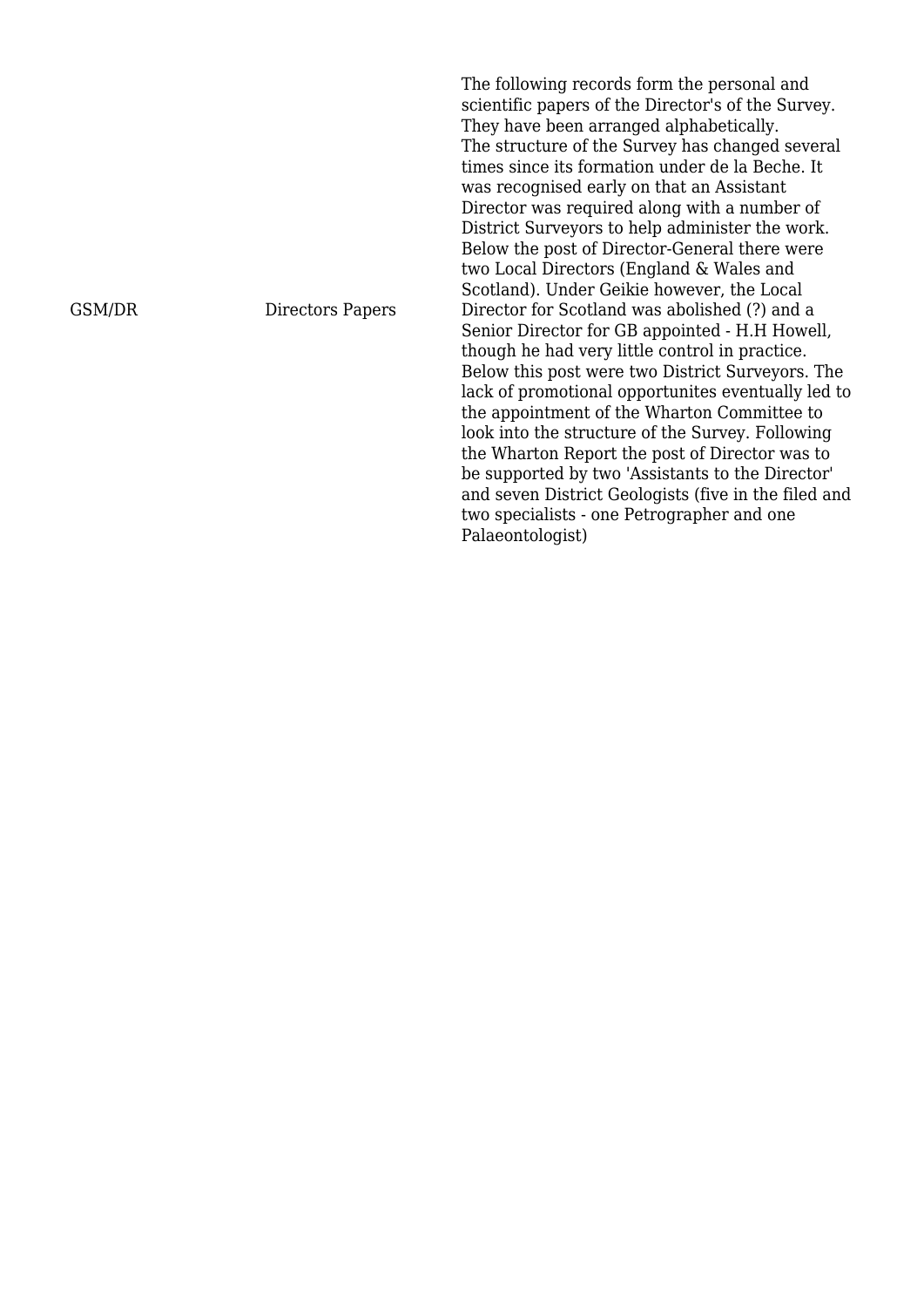| | | |
|---|---|---|
| GSM/DR | Directors Papers | The following records form the personal and scientific papers of the Director's of the Survey. They have been arranged alphabetically.<br>The structure of the Survey has changed several times since its formation under de la Beche. It was recognised early on that an Assistant Director was required along with a number of District Surveyors to help administer the work. Below the post of Director-General there were two Local Directors (England & Wales and Scotland). Under Geikie however, the Local Director for Scotland was abolished (?) and a Senior Director for GB appointed - H.H Howell, though he had very little control in practice. Below this post were two District Surveyors. The lack of promotional opportunites eventually led to the appointment of the Wharton Committee to look into the structure of the Survey. Following the Wharton Report the post of Director was to be supported by two 'Assistants to the Director' and seven District Geologists (five in the filed and two specialists - one Petrographer and one Palaeontologist) |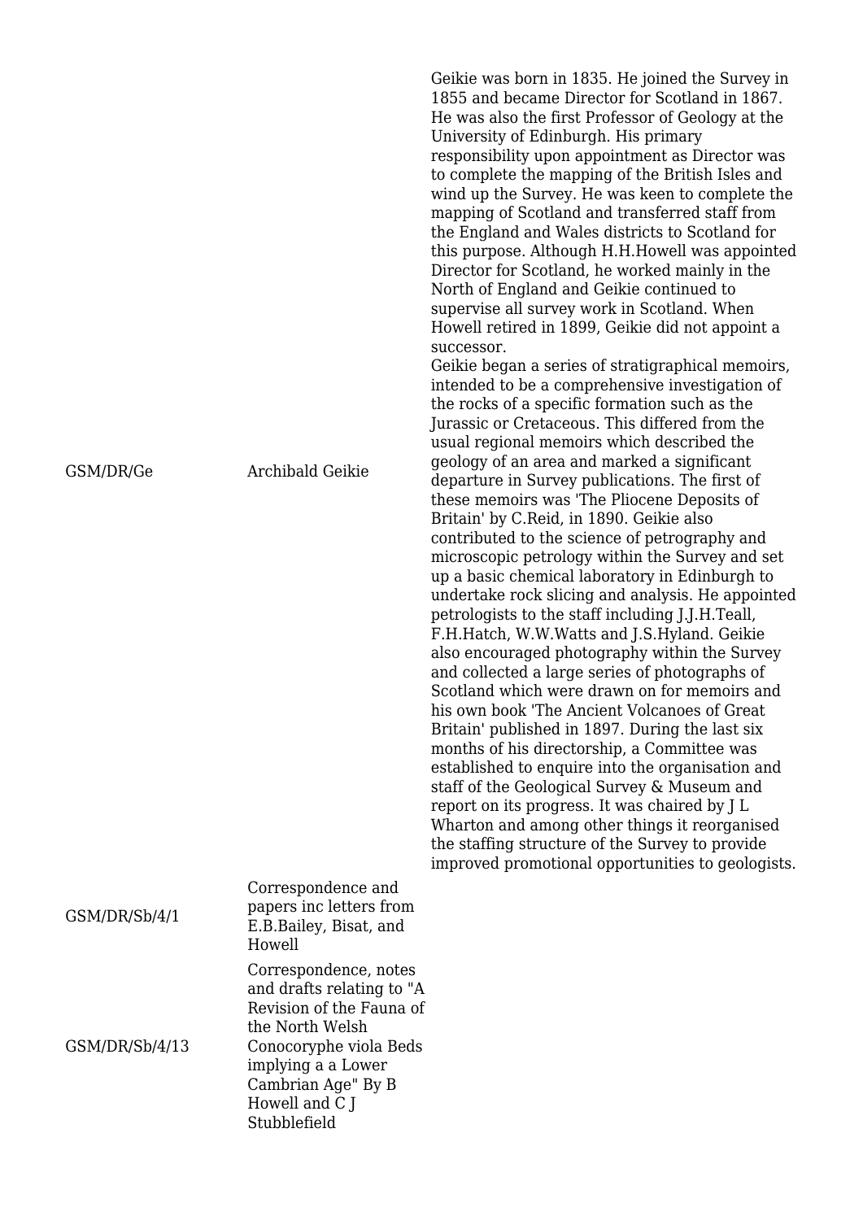| | | |
|---|---|---|
| GSM/DR/Ge | Archibald Geikie | Geikie was born in 1835. He joined the Survey in 1855 and became Director for Scotland in 1867. He was also the first Professor of Geology at the University of Edinburgh. His primary responsibility upon appointment as Director was to complete the mapping of the British Isles and wind up the Survey. He was keen to complete the mapping of Scotland and transferred staff from the England and Wales districts to Scotland for this purpose. Although H.H.Howell was appointed Director for Scotland, he worked mainly in the North of England and Geikie continued to supervise all survey work in Scotland. When Howell retired in 1899, Geikie did not appoint a successor.<br>Geikie began a series of stratigraphical memoirs, intended to be a comprehensive investigation of the rocks of a specific formation such as the Jurassic or Cretaceous. This differed from the usual regional memoirs which described the geology of an area and marked a significant departure in Survey publications. The first of these memoirs was 'The Pliocene Deposits of Britain' by C.Reid, in 1890. Geikie also contributed to the science of petrography and microscopic petrology within the Survey and set up a basic chemical laboratory in Edinburgh to undertake rock slicing and analysis. He appointed petrologists to the staff including J.J.H.Teall, F.H.Hatch, W.W.Watts and J.S.Hyland. Geikie also encouraged photography within the Survey and collected a large series of photographs of Scotland which were drawn on for memoirs and his own book 'The Ancient Volcanoes of Great Britain' published in 1897. During the last six months of his directorship, a Committee was established to enquire into the organisation and staff of the Geological Survey & Museum and report on its progress. It was chaired by J L Wharton and among other things it reorganised the staffing structure of the Survey to provide improved promotional opportunities to geologists. |
| GSM/DR/Sb/4/1 | Correspondence and papers inc letters from E.B.Bailey, Bisat, and Howell | |
| GSM/DR/Sb/4/13 | Correspondence, notes and drafts relating to "A Revision of the Fauna of the North Welsh Conocoryphe viola Beds implying a a Lower Cambrian Age" By B Howell and C J Stubblefield | |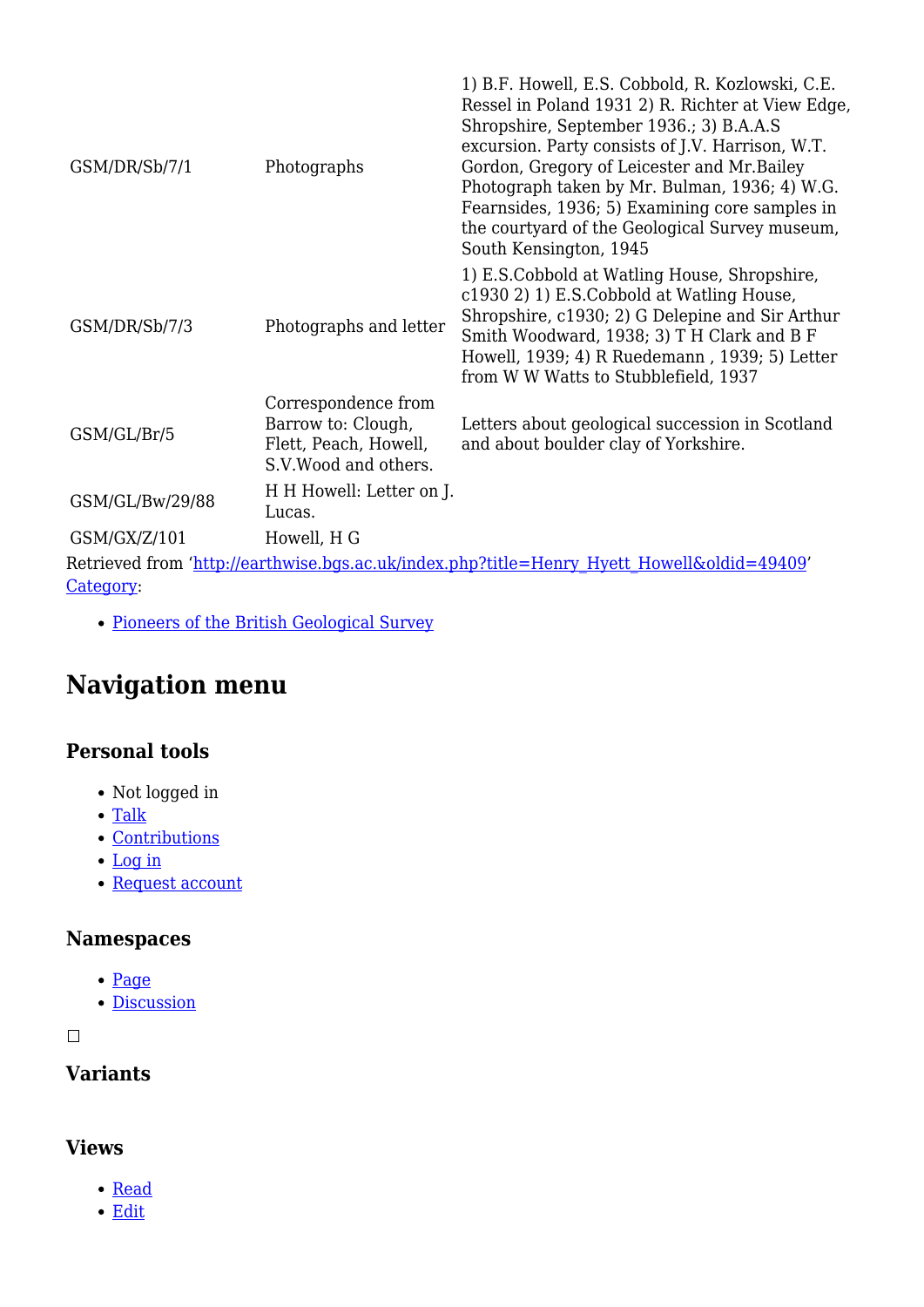| | | |
|---|---|---|
| GSM/DR/Sb/7/1 | Photographs | 1) B.F. Howell, E.S. Cobbold, R. Kozlowski, C.E. Ressel in Poland 1931 2) R. Richter at View Edge, Shropshire, September 1936.; 3) B.A.A.S excursion. Party consists of J.V. Harrison, W.T. Gordon, Gregory of Leicester and Mr.Bailey Photograph taken by Mr. Bulman, 1936; 4) W.G. Fearnsides, 1936; 5) Examining core samples in the courtyard of the Geological Survey museum, South Kensington, 1945 |
| GSM/DR/Sb/7/3 | Photographs and letter | 1) E.S.Cobbold at Watling House, Shropshire, c1930 2) 1) E.S.Cobbold at Watling House, Shropshire, c1930; 2) G Delepine and Sir Arthur Smith Woodward, 1938; 3) T H Clark and B F Howell, 1939; 4) R Ruedemann , 1939; 5) Letter from W W Watts to Stubblefield, 1937 |
| GSM/GL/Br/5 | Correspondence from Barrow to: Clough, Flett, Peach, Howell, S.V.Wood and others. | Letters about geological succession in Scotland and about boulder clay of Yorkshire. |
| GSM/GL/Bw/29/88 | H H Howell: Letter on J. Lucas. | |
| GSM/GX/Z/101 | Howell, H G | |

Retrieved from 'http://earthwise.bgs.ac.uk/index.php?title=Henry_Hyett_Howell&oldid=49409'
Category:

- Pioneers of the British Geological Survey

## Navigation menu

### Personal tools

- Not logged in
- Talk
- Contributions
- Log in
- Request account

### Namespaces

- Page
- Discussion

### Variants

### Views

- Read
- Edit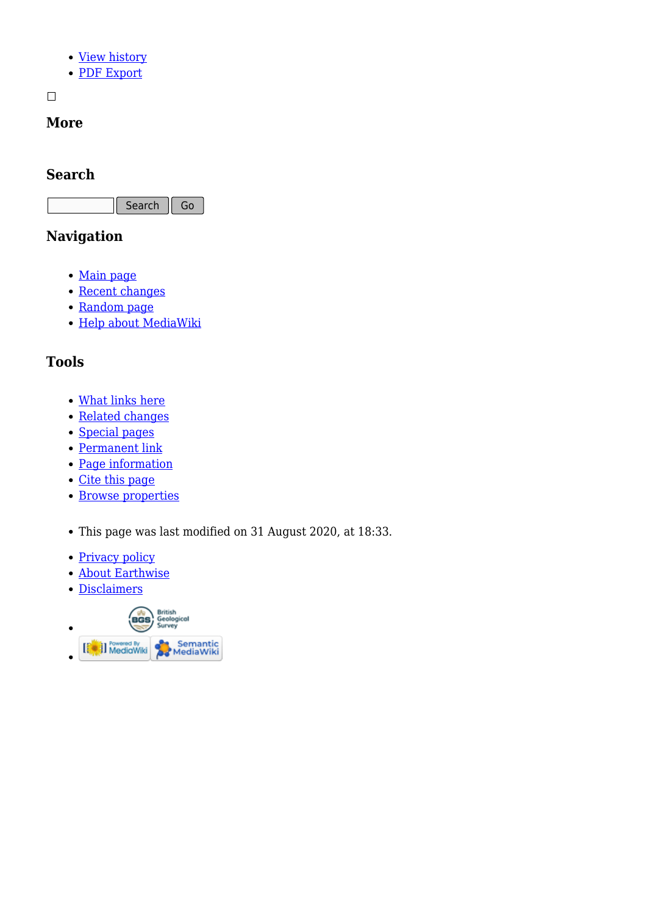- View history
- PDF Export

☐

### More

### Search

Search Go

### Navigation

- Main page
- Recent changes
- Random page
- Help about MediaWiki

### Tools

- What links here
- Related changes
- Special pages
- Permanent link
- Page information
- Cite this page
- Browse properties

- This page was last modified on 31 August 2020, at 18:33.

- Privacy policy
- About Earthwise
- Disclaimers